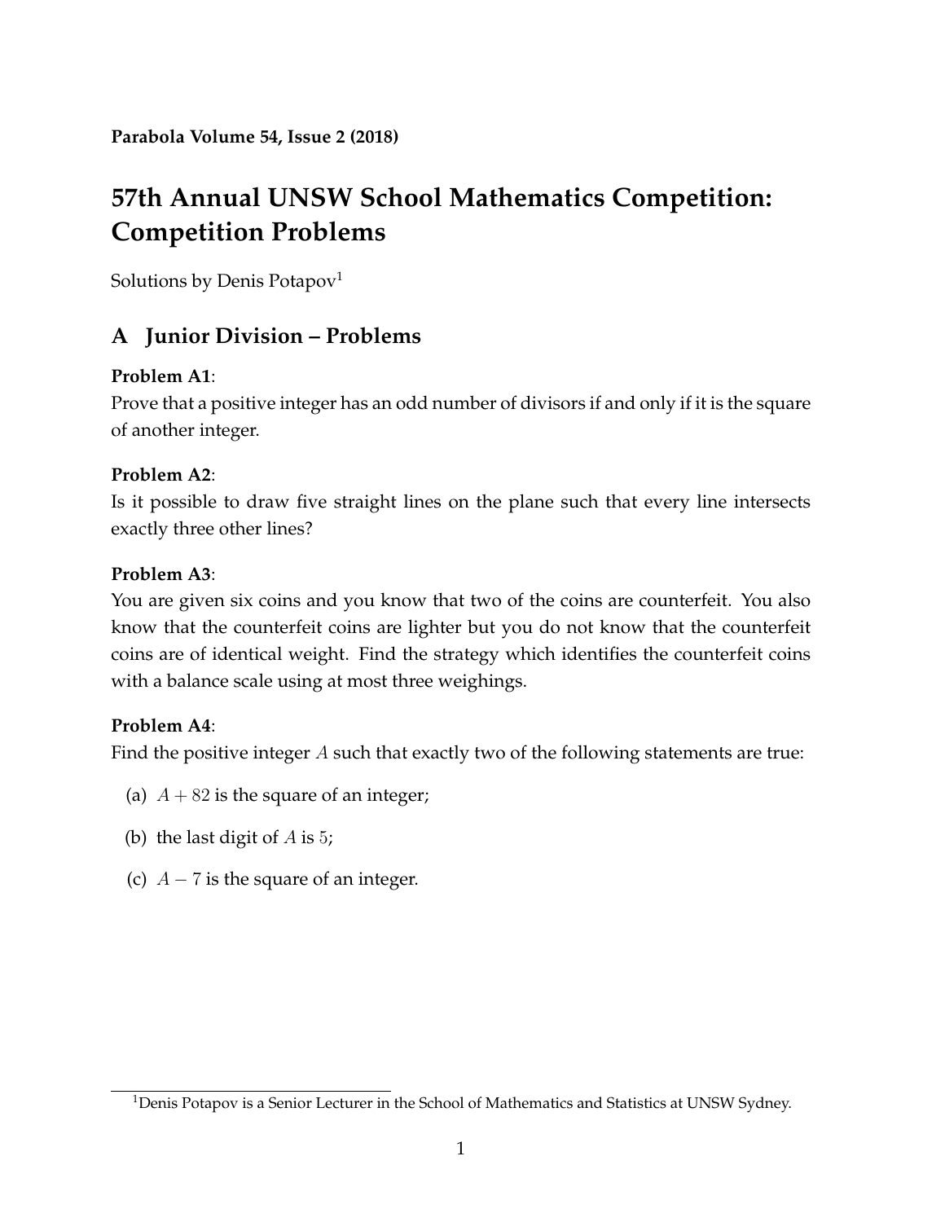**Parabola Volume 54, Issue 2 (2018)**

# 57th Annual UNSW School Mathematics Competition: Competition Problems

Solutions by Denis Potapov[1]

## A Junior Division – Problems

**Problem A1**:
Prove that a positive integer has an odd number of divisors if and only if it is the square of another integer.

**Problem A2**:
Is it possible to draw five straight lines on the plane such that every line intersects exactly three other lines?

**Problem A3**:
You are given six coins and you know that two of the coins are counterfeit. You also know that the counterfeit coins are lighter but you do not know that the counterfeit coins are of identical weight. Find the strategy which identifies the counterfeit coins with a balance scale using at most three weighings.

**Problem A4**:
Find the positive integer $A$ such that exactly two of the following statements are true:

(a) $A + 82$ is the square of an integer;

(b) the last digit of $A$ is $5$;

(c) $A - 7$ is the square of an integer.

---

[1] Denis Potapov is a Senior Lecturer in the School of Mathematics and Statistics at UNSW Sydney.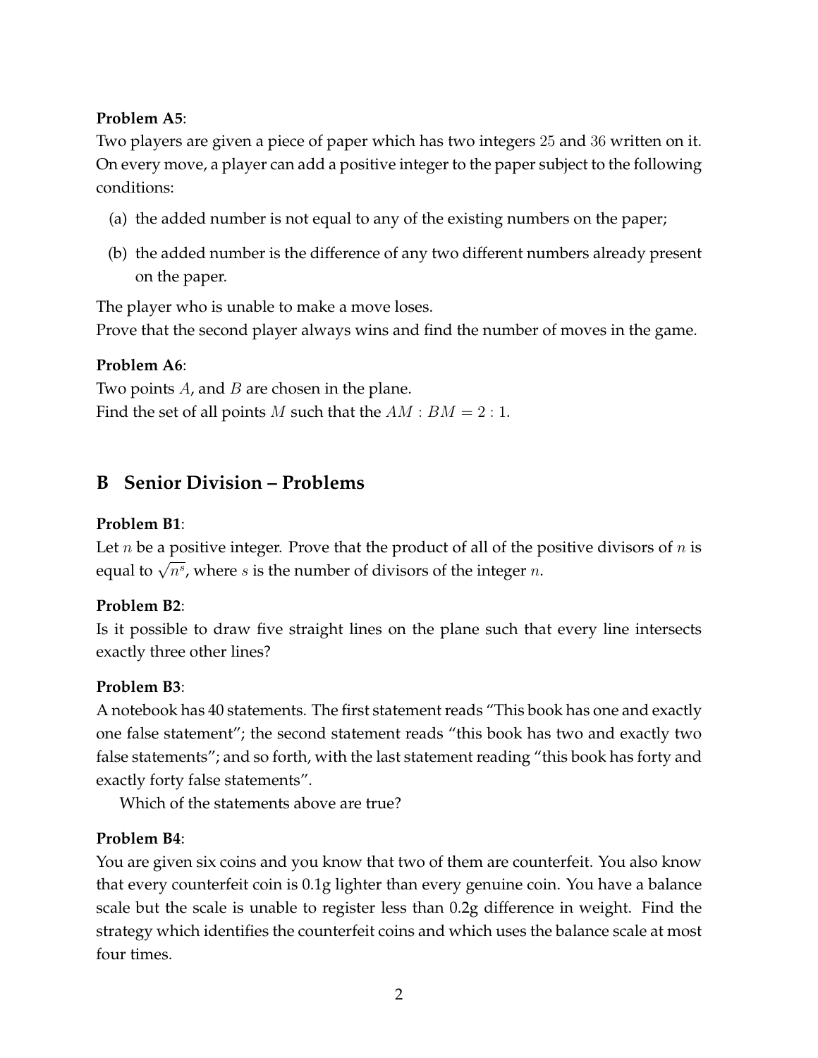**Problem A5**:
Two players are given a piece of paper which has two integers $25$ and $36$ written on it. On every move, a player can add a positive integer to the paper subject to the following conditions:

(a) the added number is not equal to any of the existing numbers on the paper;

(b) the added number is the difference of any two different numbers already present on the paper.

The player who is unable to make a move loses.
Prove that the second player always wins and find the number of moves in the game.

**Problem A6**:
Two points $A$, and $B$ are chosen in the plane.
Find the set of all points $M$ such that the $AM : BM = 2 : 1$.

## B Senior Division – Problems

**Problem B1**:
Let $n$ be a positive integer. Prove that the product of all of the positive divisors of $n$ is equal to $\sqrt{n^s}$, where $s$ is the number of divisors of the integer $n$.

**Problem B2**:
Is it possible to draw five straight lines on the plane such that every line intersects exactly three other lines?

**Problem B3**:
A notebook has 40 statements. The first statement reads "This book has one and exactly one false statement"; the second statement reads "this book has two and exactly two false statements"; and so forth, with the last statement reading "this book has forty and exactly forty false statements".

Which of the statements above are true?

**Problem B4**:
You are given six coins and you know that two of them are counterfeit. You also know that every counterfeit coin is 0.1g lighter than every genuine coin. You have a balance scale but the scale is unable to register less than 0.2g difference in weight. Find the strategy which identifies the counterfeit coins and which uses the balance scale at most four times.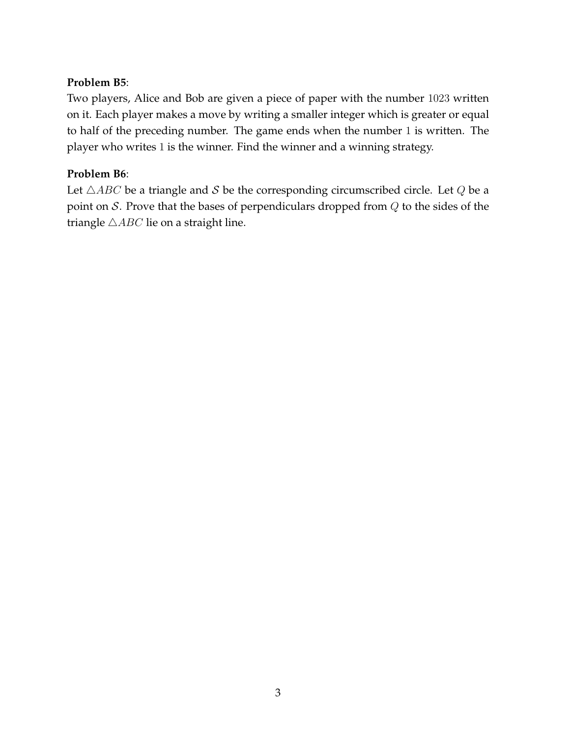**Problem B5**:

Two players, Alice and Bob are given a piece of paper with the number $1023$ written on it. Each player makes a move by writing a smaller integer which is greater or equal to half of the preceding number. The game ends when the number $1$ is written. The player who writes $1$ is the winner. Find the winner and a winning strategy.

**Problem B6**:

Let $\triangle ABC$ be a triangle and $\mathcal{S}$ be the corresponding circumscribed circle. Let $Q$ be a point on $\mathcal{S}$. Prove that the bases of perpendiculars dropped from $Q$ to the sides of the triangle $\triangle ABC$ lie on a straight line.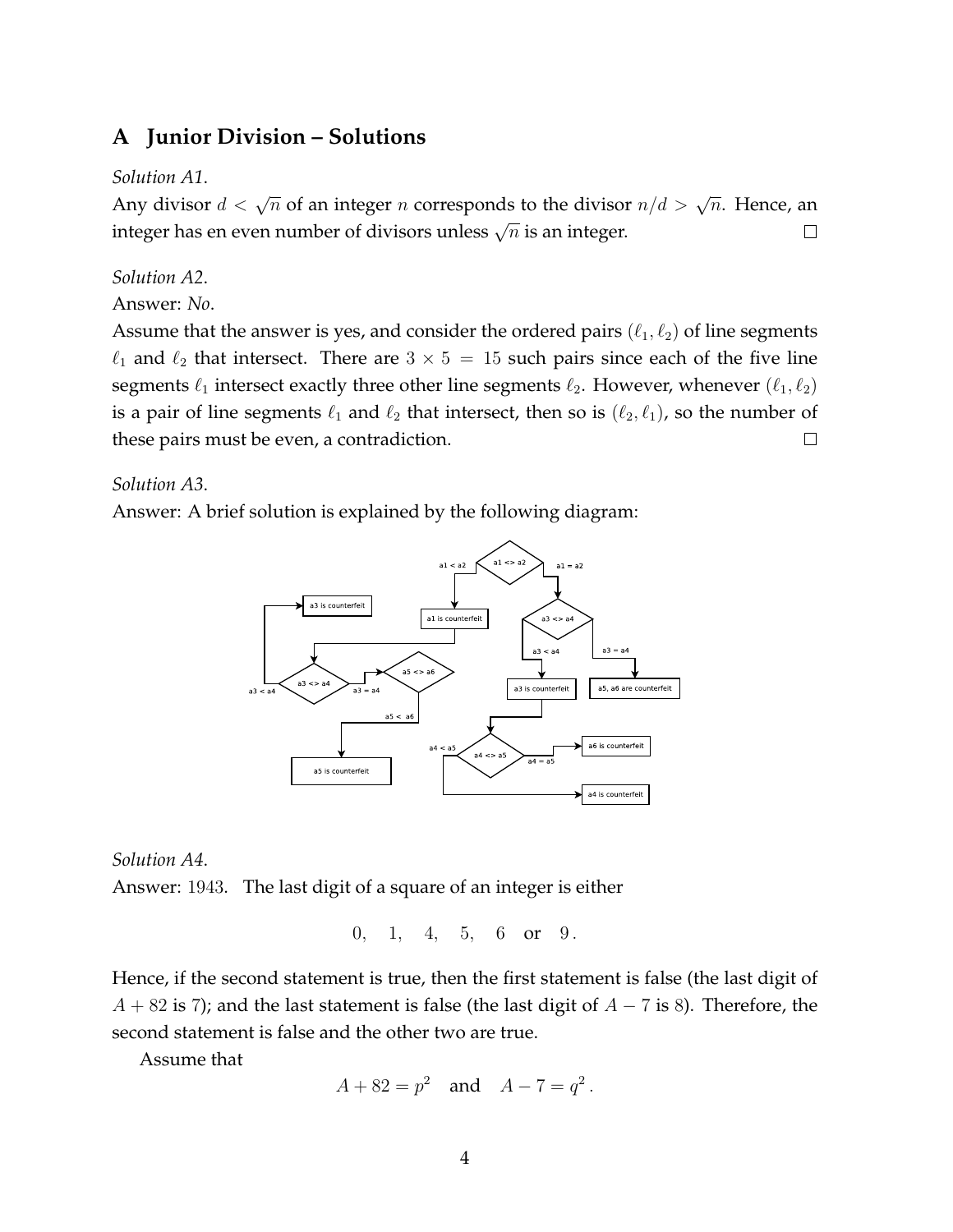## A Junior Division – Solutions

*Solution A1.*

Any divisor $d < \sqrt{n}$ of an integer $n$ corresponds to the divisor $n/d > \sqrt{n}$. Hence, an integer has en even number of divisors unless $\sqrt{n}$ is an integer. □

*Solution A2.*

Answer: *No*.

Assume that the answer is yes, and consider the ordered pairs $(\ell_1, \ell_2)$ of line segments $\ell_1$ and $\ell_2$ that intersect. There are $3 \times 5 = 15$ such pairs since each of the five line segments $\ell_1$ intersect exactly three other line segments $\ell_2$. However, whenever $(\ell_1, \ell_2)$ is a pair of line segments $\ell_1$ and $\ell_2$ that intersect, then so is $(\ell_2, \ell_1)$, so the number of these pairs must be even, a contradiction. □

*Solution A3.*

Answer: A brief solution is explained by the following diagram:

a1 <> a2; a1 < a2; a1 = a2; a1 is counterfeit; a3 <> a4; a3 < a4; a3 = a4; a3 is counterfeit; a5, a6 are counterfeit; a5 <> a6; a5 < a6; a5 is counterfeit; a4 <> a5; a4 < a5; a4 = a5; a6 is counterfeit; a4 is counterfeit

*Solution A4.*

Answer: $1943$. The last digit of a square of an integer is either

$$0, \quad 1, \quad 4, \quad 5, \quad 6 \quad \text{or} \quad 9\,.$$

Hence, if the second statement is true, then the first statement is false (the last digit of $A + 82$ is 7); and the last statement is false (the last digit of $A - 7$ is $8$). Therefore, the second statement is false and the other two are true.

Assume that

$$A + 82 = p^2 \quad \text{and} \quad A - 7 = q^2\,.$$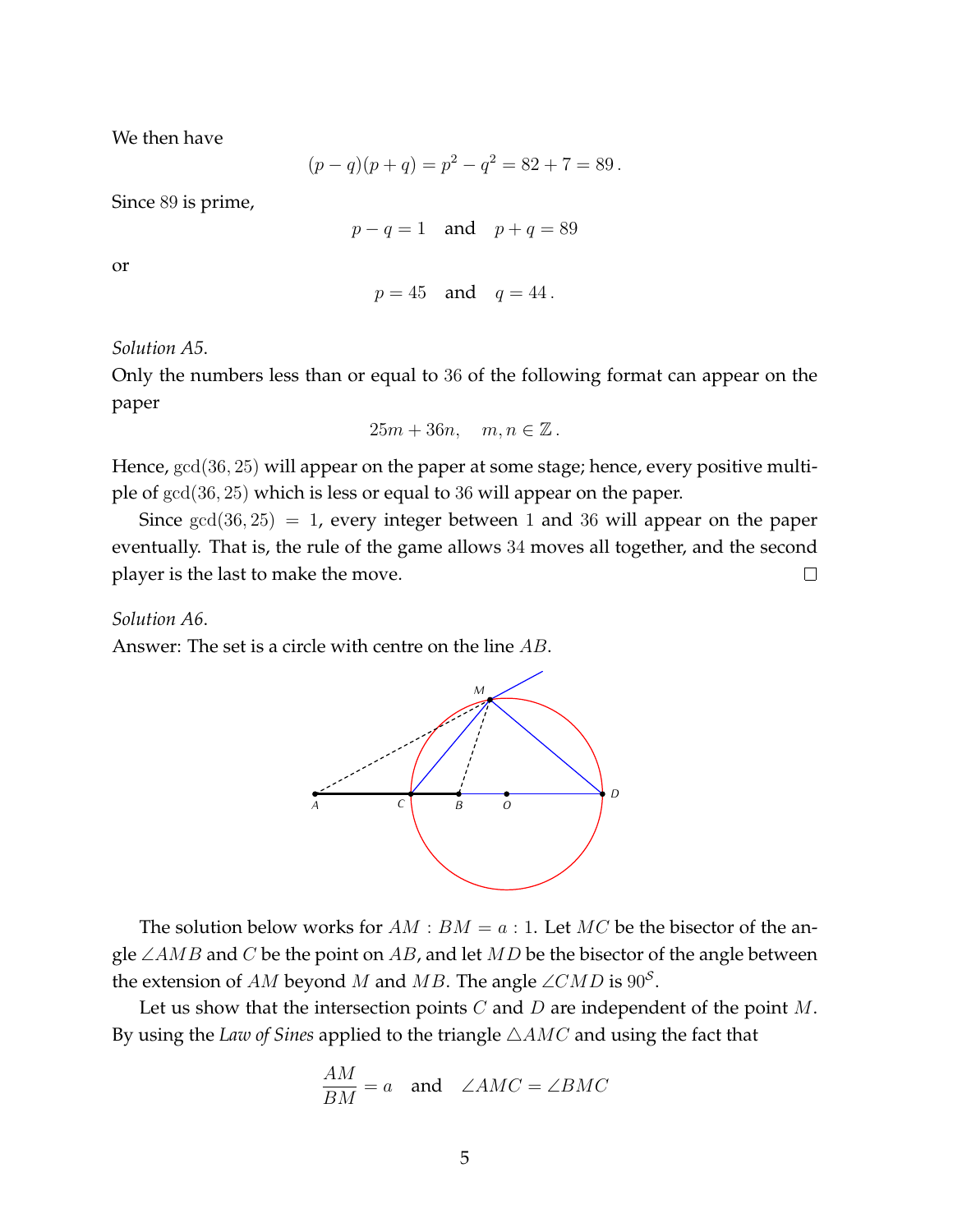We then have

$$(p-q)(p+q) = p^2 - q^2 = 82 + 7 = 89\,.$$

Since 89 is prime,

$$p - q = 1 \quad \text{and} \quad p + q = 89$$

or

$$p = 45 \quad \text{and} \quad q = 44\,.$$

*Solution A5.*

Only the numbers less than or equal to 36 of the following format can appear on the paper

$$25m + 36n, \quad m, n \in \mathbb{Z}\,.$$

Hence, $\gcd(36, 25)$ will appear on the paper at some stage; hence, every positive multiple of $\gcd(36, 25)$ which is less or equal to 36 will appear on the paper.

Since $\gcd(36, 25) = 1$, every integer between 1 and 36 will appear on the paper eventually. That is, the rule of the game allows 34 moves all together, and the second player is the last to make the move. □

*Solution A6.*

Answer: The set is a circle with centre on the line $AB$.

The solution below works for $AM : BM = a : 1$. Let $MC$ be the bisector of the angle $\angle AMB$ and $C$ be the point on $AB$, and let $MD$ be the bisector of the angle between the extension of $AM$ beyond $M$ and $MB$. The angle $\angle CMD$ is $90^{\mathcal{S}}$.

Let us show that the intersection points $C$ and $D$ are independent of the point $M$. By using the *Law of Sines* applied to the triangle $\triangle AMC$ and using the fact that

$$\frac{AM}{BM} = a \quad \text{and} \quad \angle AMC = \angle BMC$$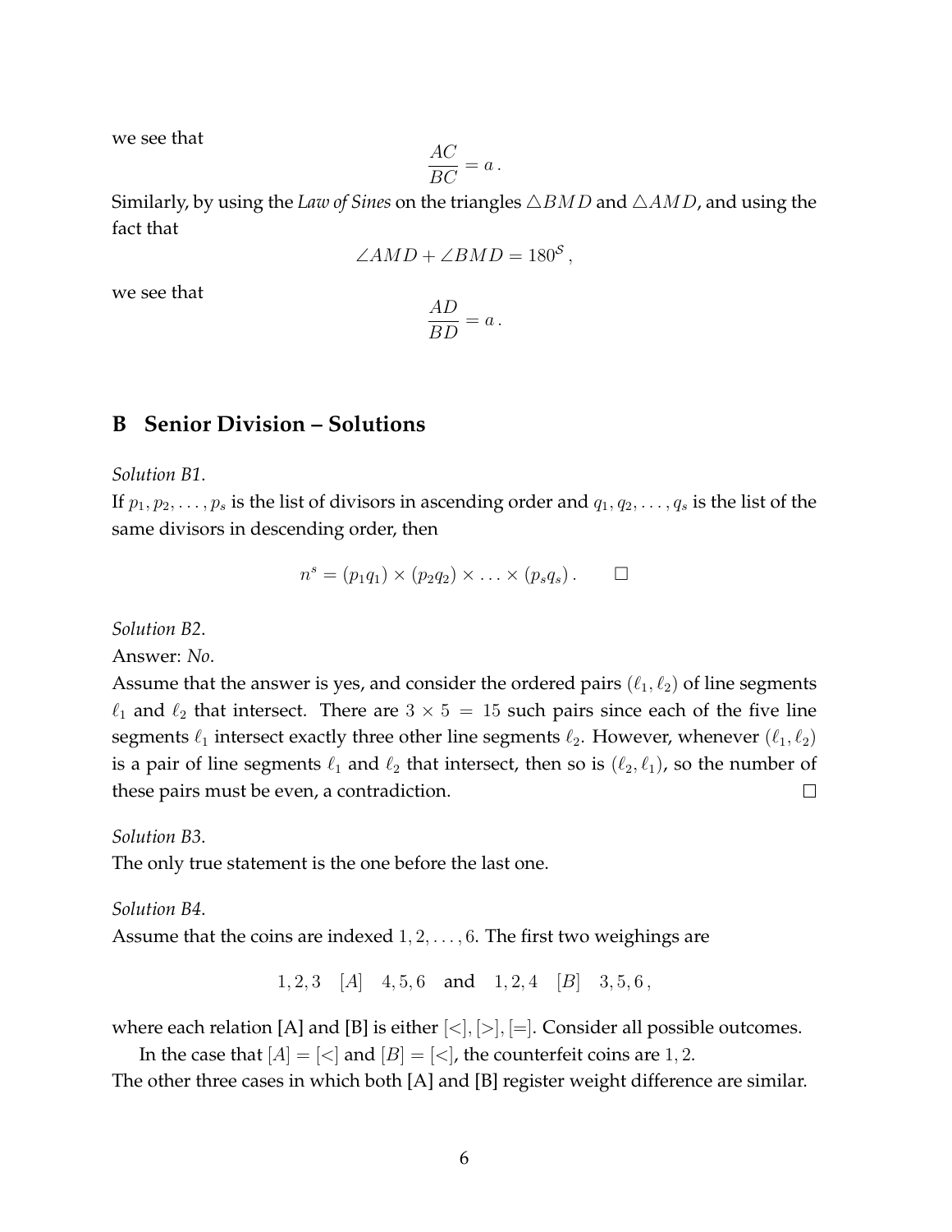we see that

$$\frac{AC}{BC} = a\,.$$

Similarly, by using the *Law of Sines* on the triangles $\triangle BMD$ and $\triangle AMD$, and using the fact that

$$\angle AMD + \angle BMD = 180^{S}\,,$$

we see that

$$\frac{AD}{BD} = a\,.$$

## B Senior Division – Solutions

*Solution B1.*

If $p_1, p_2, \ldots, p_s$ is the list of divisors in ascending order and $q_1, q_2, \ldots, q_s$ is the list of the same divisors in descending order, then

$$n^s = (p_1 q_1) \times (p_2 q_2) \times \ldots \times (p_s q_s)\,. \qquad \square$$

*Solution B2.*

Answer: *No*.

Assume that the answer is yes, and consider the ordered pairs $(\ell_1, \ell_2)$ of line segments $\ell_1$ and $\ell_2$ that intersect. There are $3 \times 5 = 15$ such pairs since each of the five line segments $\ell_1$ intersect exactly three other line segments $\ell_2$. However, whenever $(\ell_1, \ell_2)$ is a pair of line segments $\ell_1$ and $\ell_2$ that intersect, then so is $(\ell_2, \ell_1)$, so the number of these pairs must be even, a contradiction. $\square$

*Solution B3.*

The only true statement is the one before the last one.

*Solution B4.*

Assume that the coins are indexed $1, 2, \ldots, 6$. The first two weighings are

$$1,2,3 \quad [A] \quad 4,5,6 \quad \text{and} \quad 1,2,4 \quad [B] \quad 3,5,6\,,$$

where each relation [A] and [B] is either $[<], [>], [=]$. Consider all possible outcomes.

In the case that $[A] = [<]$ and $[B] = [<]$, the counterfeit coins are $1, 2$.

The other three cases in which both [A] and [B] register weight difference are similar.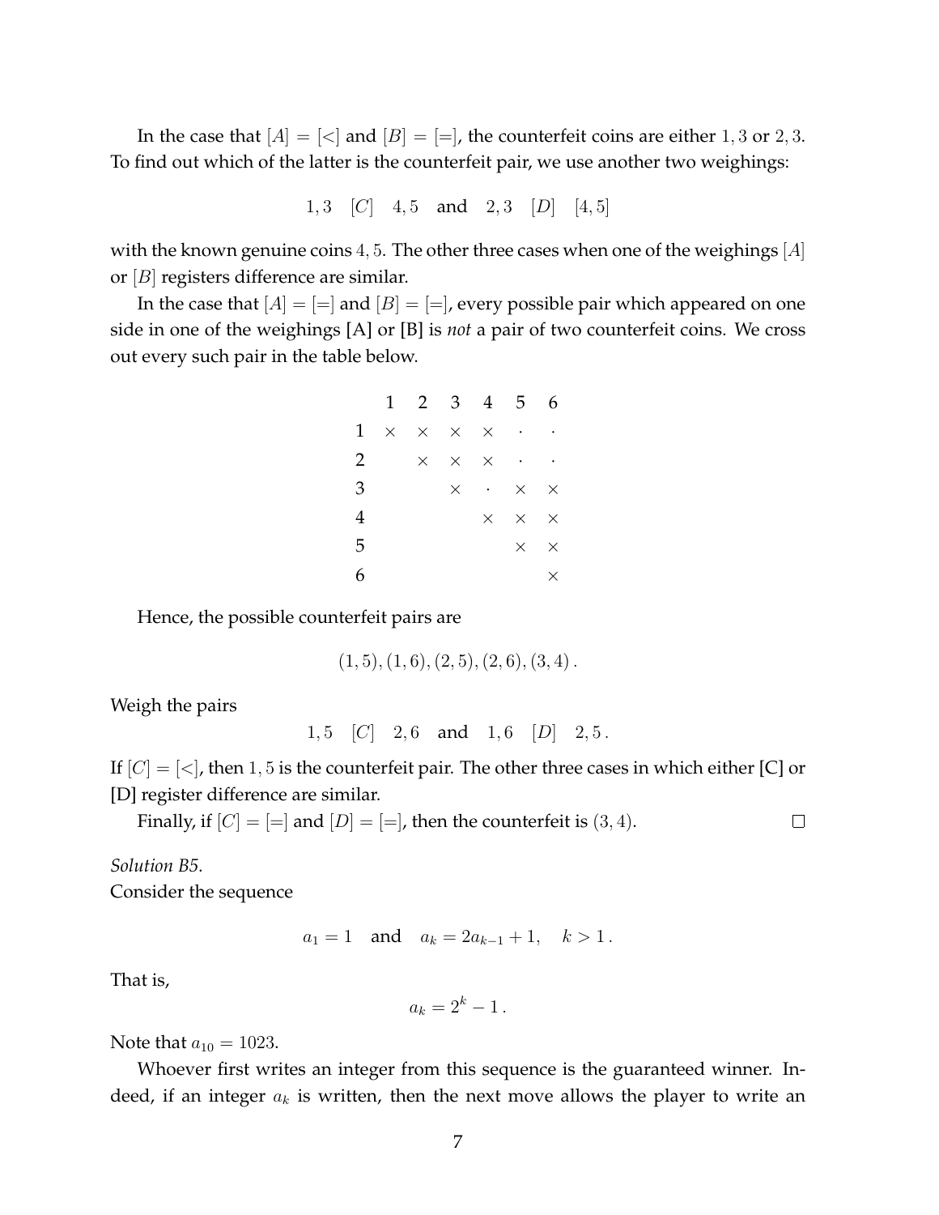In the case that $[A] = [<]$ and $[B] = [=]$, the counterfeit coins are either $1, 3$ or $2, 3$. To find out which of the latter is the counterfeit pair, we use another two weighings:

$$1, 3 \quad [C] \quad 4, 5 \quad \text{and} \quad 2, 3 \quad [D] \quad [4, 5]$$

with the known genuine coins $4, 5$. The other three cases when one of the weighings $[A]$ or $[B]$ registers difference are similar.

In the case that $[A] = [=]$ and $[B] = [=]$, every possible pair which appeared on one side in one of the weighings [A] or [B] is *not* a pair of two counterfeit coins. We cross out every such pair in the table below.

| | 1 | 2 | 3 | 4 | 5 | 6 |
|---|---|---|---|---|---|---|
| 1 | $\times$ | $\times$ | $\times$ | $\times$ | $\cdot$ | $\cdot$ |
| 2 | | $\times$ | $\times$ | $\times$ | $\cdot$ | $\cdot$ |
| 3 | | | $\times$ | $\cdot$ | $\times$ | $\times$ |
| 4 | | | | $\times$ | $\times$ | $\times$ |
| 5 | | | | | $\times$ | $\times$ |
| 6 | | | | | | $\times$ |

Hence, the possible counterfeit pairs are

$$(1, 5), (1, 6), (2, 5), (2, 6), (3, 4) .$$

Weigh the pairs

$$1, 5 \quad [C] \quad 2, 6 \quad \text{and} \quad 1, 6 \quad [D] \quad 2, 5 .$$

If $[C] = [<]$, then $1, 5$ is the counterfeit pair. The other three cases in which either [C] or [D] register difference are similar.

Finally, if $[C] = [=]$ and $[D] = [=]$, then the counterfeit is $(3, 4)$. $\square$

*Solution B5.*
Consider the sequence

$$a_1 = 1 \quad \text{and} \quad a_k = 2a_{k-1} + 1, \quad k > 1 .$$

That is,

$$a_k = 2^k - 1 .$$

Note that $a_{10} = 1023$.

Whoever first writes an integer from this sequence is the guaranteed winner. Indeed, if an integer $a_k$ is written, then the next move allows the player to write an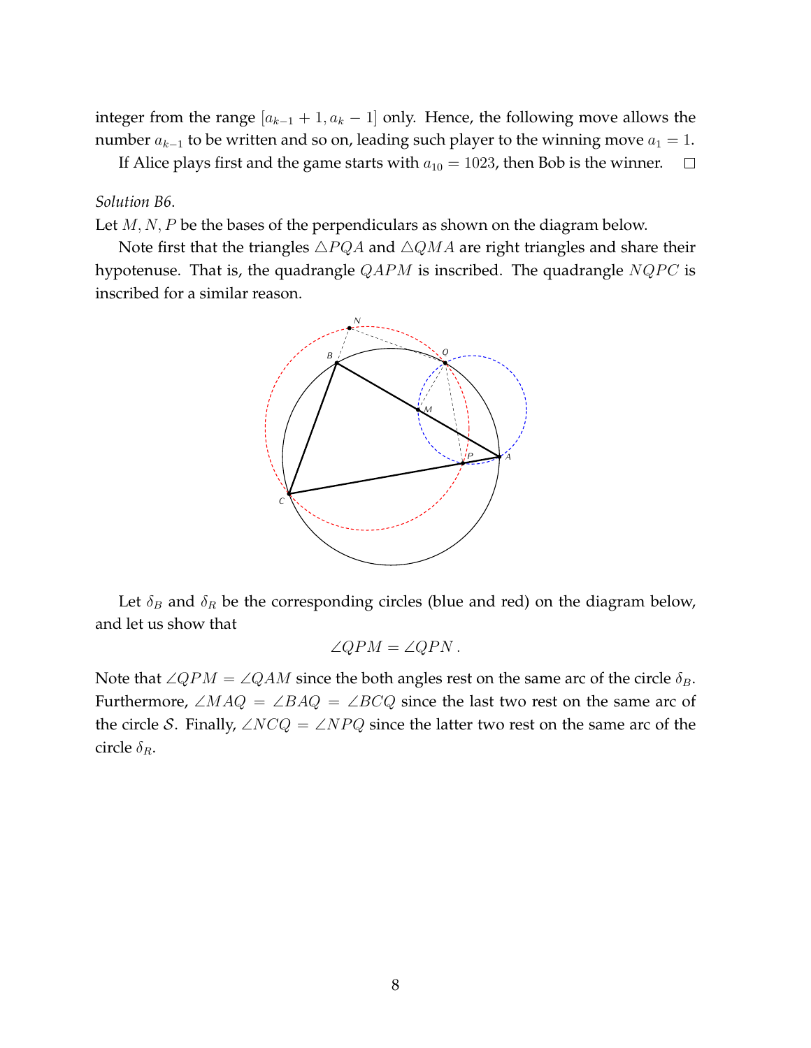integer from the range $[a_{k-1}+1, a_k - 1]$ only. Hence, the following move allows the number $a_{k-1}$ to be written and so on, leading such player to the winning move $a_1 = 1$.

If Alice plays first and the game starts with $a_{10} = 1023$, then Bob is the winner. □

*Solution B6.*

Let $M, N, P$ be the bases of the perpendiculars as shown on the diagram below.

Note first that the triangles $\triangle PQA$ and $\triangle QMA$ are right triangles and share their hypotenuse. That is, the quadrangle $QAPM$ is inscribed. The quadrangle $NQPC$ is inscribed for a similar reason.

N
Q
B
M
P
A
C

Let $\delta_B$ and $\delta_R$ be the corresponding circles (blue and red) on the diagram below, and let us show that

$$\angle QPM = \angle QPN\,.$$

Note that $\angle QPM = \angle QAM$ since the both angles rest on the same arc of the circle $\delta_B$. Furthermore, $\angle MAQ = \angle BAQ = \angle BCQ$ since the last two rest on the same arc of the circle $\mathcal{S}$. Finally, $\angle NCQ = \angle NPQ$ since the latter two rest on the same arc of the circle $\delta_R$.